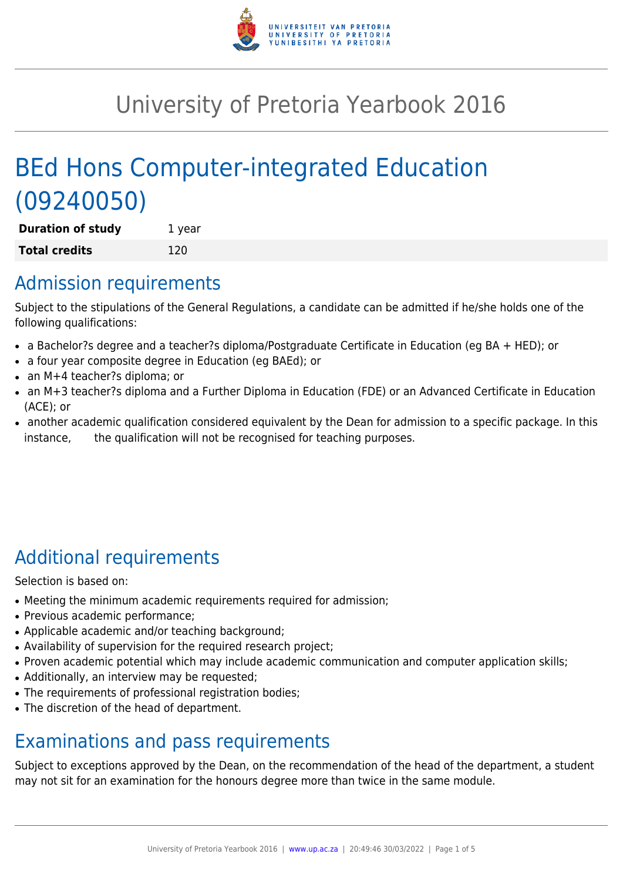# University of Pretoria Yearbook 2016

# BEd Hons Computer-integrated Education (09240050)

| **Duration of study** | 1 year |
| --- | --- |
| **Total credits** | 120 |

## Admission requirements

Subject to the stipulations of the General Regulations, a candidate can be admitted if he/she holds one of the following qualifications:

- a Bachelor?s degree and a teacher?s diploma/Postgraduate Certificate in Education (eg BA + HED); or
- a four year composite degree in Education (eg BAEd); or
- an M+4 teacher?s diploma; or
- an M+3 teacher?s diploma and a Further Diploma in Education (FDE) or an Advanced Certificate in Education (ACE); or
- another academic qualification considered equivalent by the Dean for admission to a specific package. In this instance, the qualification will not be recognised for teaching purposes.

## Additional requirements

Selection is based on:

- Meeting the minimum academic requirements required for admission;
- Previous academic performance;
- Applicable academic and/or teaching background;
- Availability of supervision for the required research project;
- Proven academic potential which may include academic communication and computer application skills;
- Additionally, an interview may be requested;
- The requirements of professional registration bodies;
- The discretion of the head of department.

## Examinations and pass requirements

Subject to exceptions approved by the Dean, on the recommendation of the head of the department, a student may not sit for an examination for the honours degree more than twice in the same module.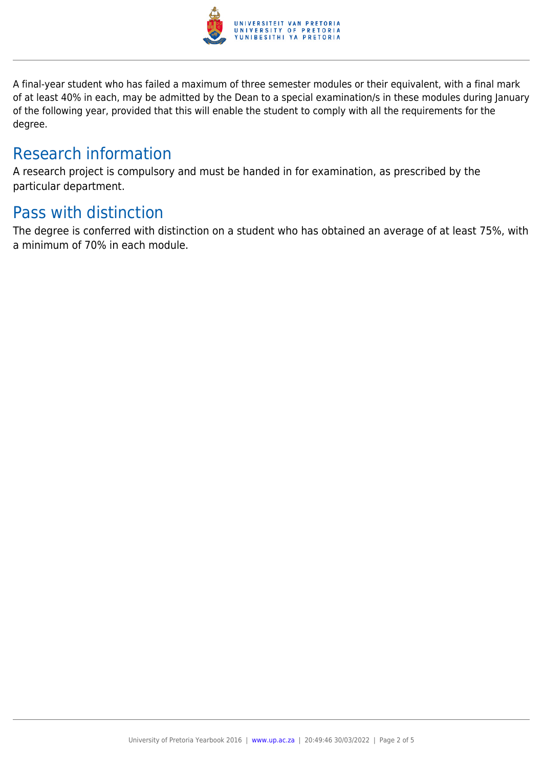A final-year student who has failed a maximum of three semester modules or their equivalent, with a final mark of at least 40% in each, may be admitted by the Dean to a special examination/s in these modules during January of the following year, provided that this will enable the student to comply with all the requirements for the degree.

## Research information

A research project is compulsory and must be handed in for examination, as prescribed by the particular department.

## Pass with distinction

The degree is conferred with distinction on a student who has obtained an average of at least 75%, with a minimum of 70% in each module.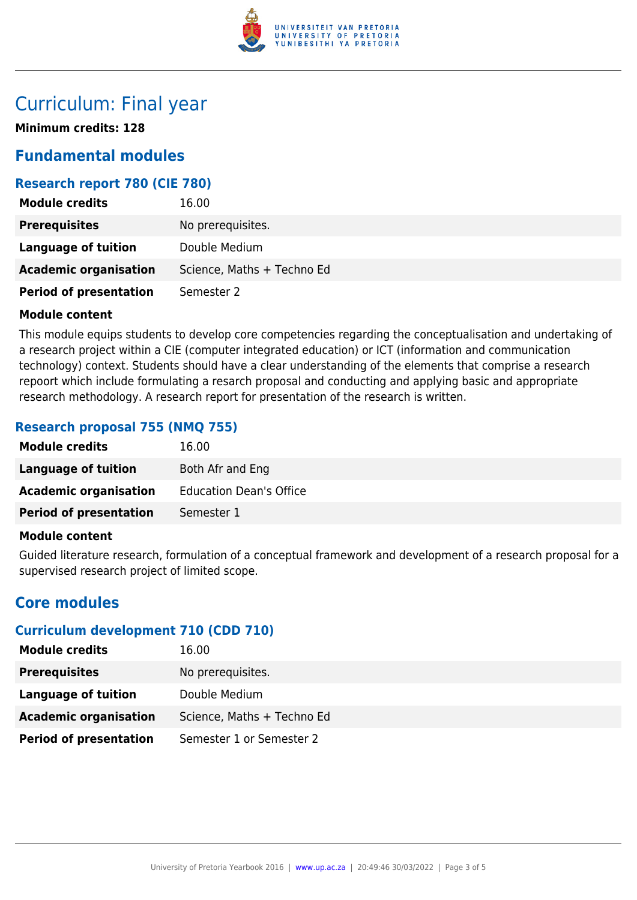# Curriculum: Final year

**Minimum credits: 128**

## Fundamental modules

### Research report 780 (CIE 780)

| | |
|---|---|
| **Module credits** | 16.00 |
| **Prerequisites** | No prerequisites. |
| **Language of tuition** | Double Medium |
| **Academic organisation** | Science, Maths + Techno Ed |
| **Period of presentation** | Semester 2 |

**Module content**

This module equips students to develop core competencies regarding the conceptualisation and undertaking of a research project within a CIE (computer integrated education) or ICT (information and communication technology) context. Students should have a clear understanding of the elements that comprise a research repoort which include formulating a resarch proposal and conducting and applying basic and appropriate research methodology. A research report for presentation of the research is written.

### Research proposal 755 (NMQ 755)

| | |
|---|---|
| **Module credits** | 16.00 |
| **Language of tuition** | Both Afr and Eng |
| **Academic organisation** | Education Dean's Office |
| **Period of presentation** | Semester 1 |

**Module content**

Guided literature research, formulation of a conceptual framework and development of a research proposal for a supervised research project of limited scope.

## Core modules

### Curriculum development 710 (CDD 710)

| | |
|---|---|
| **Module credits** | 16.00 |
| **Prerequisites** | No prerequisites. |
| **Language of tuition** | Double Medium |
| **Academic organisation** | Science, Maths + Techno Ed |
| **Period of presentation** | Semester 1 or Semester 2 |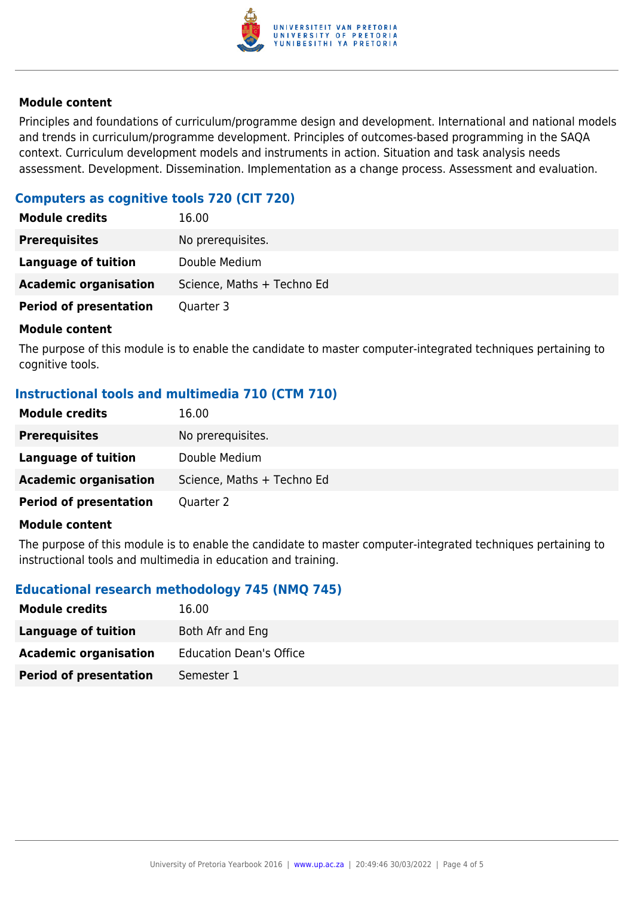**Module content**

Principles and foundations of curriculum/programme design and development. International and national models and trends in curriculum/programme development. Principles of outcomes-based programming in the SAQA context. Curriculum development models and instruments in action. Situation and task analysis needs assessment. Development. Dissemination. Implementation as a change process. Assessment and evaluation.

### Computers as cognitive tools 720 (CIT 720)

| | |
|---|---|
| **Module credits** | 16.00 |
| **Prerequisites** | No prerequisites. |
| **Language of tuition** | Double Medium |
| **Academic organisation** | Science, Maths + Techno Ed |
| **Period of presentation** | Quarter 3 |

**Module content**

The purpose of this module is to enable the candidate to master computer-integrated techniques pertaining to cognitive tools.

### Instructional tools and multimedia 710 (CTM 710)

| | |
|---|---|
| **Module credits** | 16.00 |
| **Prerequisites** | No prerequisites. |
| **Language of tuition** | Double Medium |
| **Academic organisation** | Science, Maths + Techno Ed |
| **Period of presentation** | Quarter 2 |

**Module content**

The purpose of this module is to enable the candidate to master computer-integrated techniques pertaining to instructional tools and multimedia in education and training.

### Educational research methodology 745 (NMQ 745)

| | |
|---|---|
| **Module credits** | 16.00 |
| **Language of tuition** | Both Afr and Eng |
| **Academic organisation** | Education Dean's Office |
| **Period of presentation** | Semester 1 |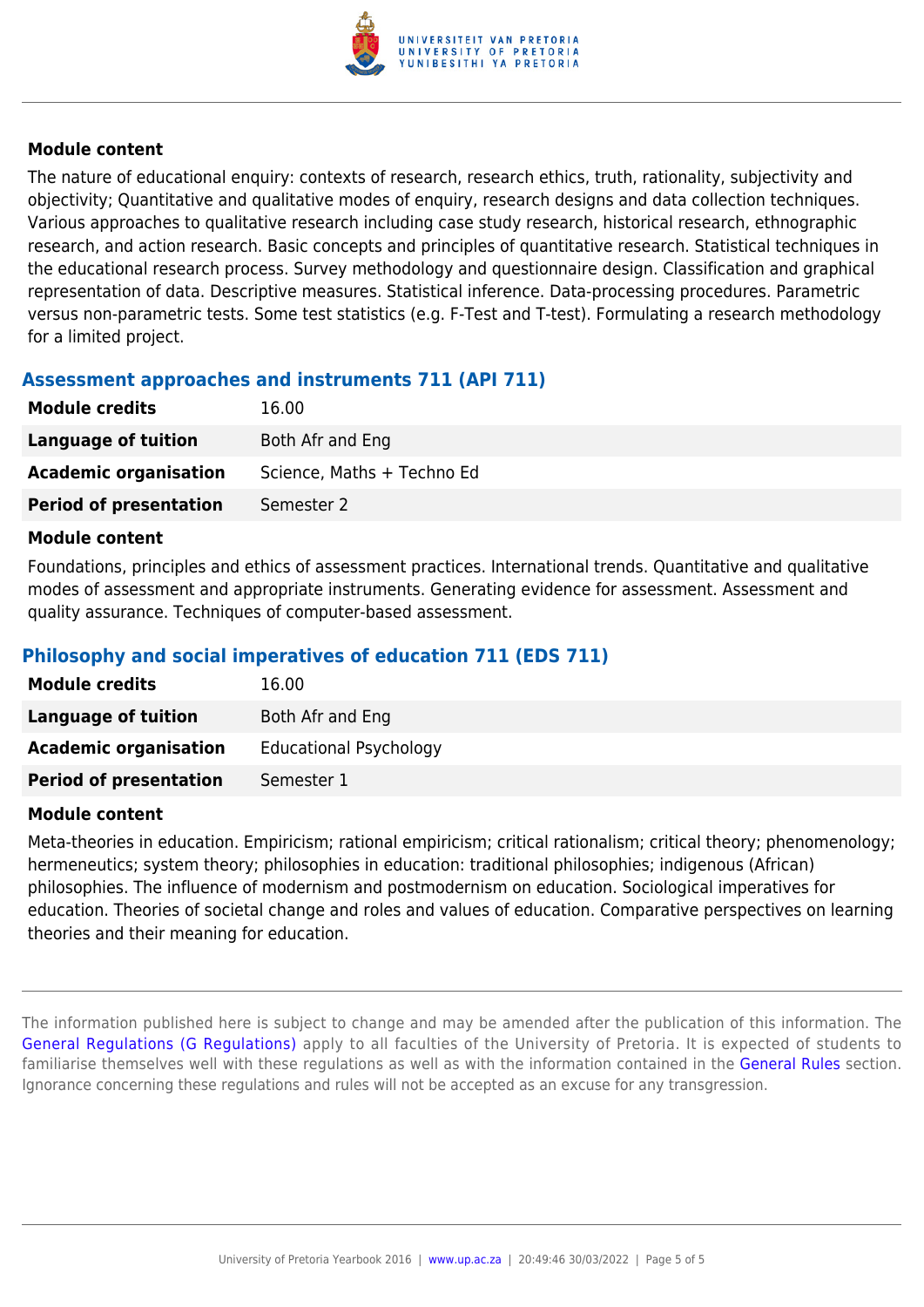#### Module content

The nature of educational enquiry: contexts of research, research ethics, truth, rationality, subjectivity and objectivity; Quantitative and qualitative modes of enquiry, research designs and data collection techniques. Various approaches to qualitative research including case study research, historical research, ethnographic research, and action research. Basic concepts and principles of quantitative research. Statistical techniques in the educational research process. Survey methodology and questionnaire design. Classification and graphical representation of data. Descriptive measures. Statistical inference. Data-processing procedures. Parametric versus non-parametric tests. Some test statistics (e.g. F-Test and T-test). Formulating a research methodology for a limited project.

### Assessment approaches and instruments 711 (API 711)

| | |
|---|---|
| **Module credits** | 16.00 |
| **Language of tuition** | Both Afr and Eng |
| **Academic organisation** | Science, Maths + Techno Ed |
| **Period of presentation** | Semester 2 |

#### Module content

Foundations, principles and ethics of assessment practices. International trends. Quantitative and qualitative modes of assessment and appropriate instruments. Generating evidence for assessment. Assessment and quality assurance. Techniques of computer-based assessment.

### Philosophy and social imperatives of education 711 (EDS 711)

| | |
|---|---|
| **Module credits** | 16.00 |
| **Language of tuition** | Both Afr and Eng |
| **Academic organisation** | Educational Psychology |
| **Period of presentation** | Semester 1 |

#### Module content

Meta-theories in education. Empiricism; rational empiricism; critical rationalism; critical theory; phenomenology; hermeneutics; system theory; philosophies in education: traditional philosophies; indigenous (African) philosophies. The influence of modernism and postmodernism on education. Sociological imperatives for education. Theories of societal change and roles and values of education. Comparative perspectives on learning theories and their meaning for education.

---

The information published here is subject to change and may be amended after the publication of this information. The General Regulations (G Regulations) apply to all faculties of the University of Pretoria. It is expected of students to familiarise themselves well with these regulations as well as with the information contained in the General Rules section. Ignorance concerning these regulations and rules will not be accepted as an excuse for any transgression.